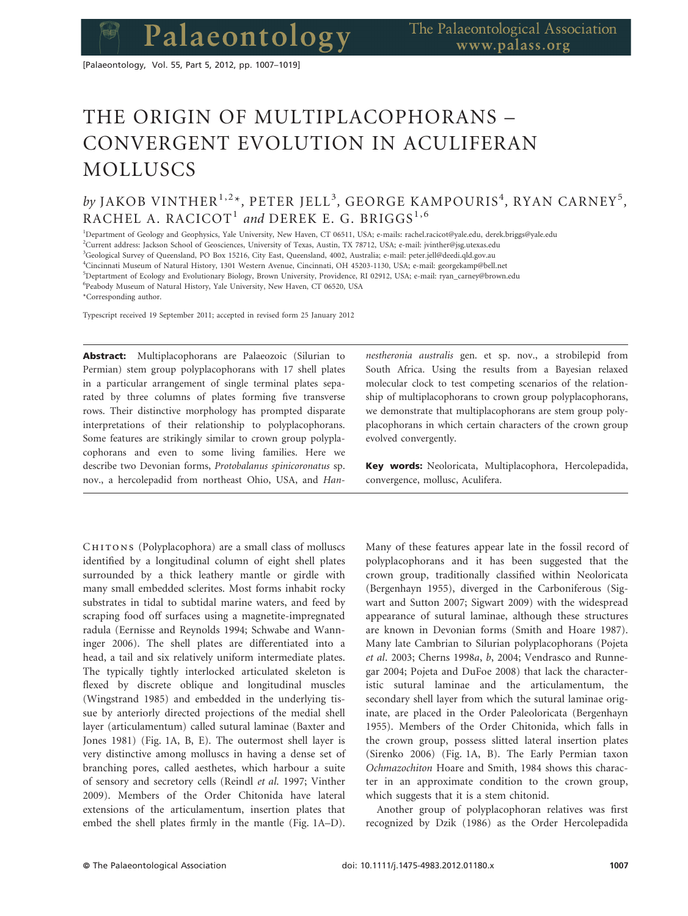# THE ORIGIN OF MULTIPLACOPHORANS – CONVERGENT EVOLUTION IN ACULIFERAN MOLLUSCS

*by* JAKOB VINTHER[1,2]\*, PETER JELL[3], GEORGE KAMPOURIS[4], RYAN CARNEY[5], RACHEL A. RACICOT[1] *and* DEREK E. G. BRIGGS[1,6]

[1]Department of Geology and Geophysics, Yale University, New Haven, CT 06511, USA; e-mails: rachel.racicot@yale.edu, derek.briggs@yale.edu
[2]Current address: Jackson School of Geosciences, University of Texas, Austin, TX 78712, USA; e-mail: jvinther@jsg.utexas.edu
[3]Geological Survey of Queensland, PO Box 15216, City East, Queensland, 4002, Australia; e-mail: peter.jell@deedi.qld.gov.au
[4]Cincinnati Museum of Natural History, 1301 Western Avenue, Cincinnati, OH 45203-1130, USA; e-mail: georgekamp@bell.net
[5]Deptartment of Ecology and Evolutionary Biology, Brown University, Providence, RI 02912, USA; e-mail: ryan_carney@brown.edu
[6]Peabody Museum of Natural History, Yale University, New Haven, CT 06520, USA
\*Corresponding author.

Typescript received 19 September 2011; accepted in revised form 25 January 2012

**Abstract:** Multiplacophorans are Palaeozoic (Silurian to Permian) stem group polyplacophorans with 17 shell plates in a particular arrangement of single terminal plates separated by three columns of plates forming five transverse rows. Their distinctive morphology has prompted disparate interpretations of their relationship to polyplacophorans. Some features are strikingly similar to crown group polyplacophorans and even to some living families. Here we describe two Devonian forms, *Protobalanus spinicoronatus* sp. nov., a hercolepadid from northeast Ohio, USA, and *Hannestheronia australis* gen. et sp. nov., a strobilepid from South Africa. Using the results from a Bayesian relaxed molecular clock to test competing scenarios of the relationship of multiplacophorans to crown group polyplacophorans, we demonstrate that multiplacophorans are stem group polyplacophorans in which certain characters of the crown group evolved convergently.

**Key words:** Neoloricata, Multiplacophora, Hercolepadida, convergence, mollusc, Aculifera.

CHITONS (Polyplacophora) are a small class of molluscs identified by a longitudinal column of eight shell plates surrounded by a thick leathery mantle or girdle with many small embedded sclerites. Most forms inhabit rocky substrates in tidal to subtidal marine waters, and feed by scraping food off surfaces using a magnetite-impregnated radula (Eernisse and Reynolds 1994; Schwabe and Wanninger 2006). The shell plates are differentiated into a head, a tail and six relatively uniform intermediate plates. The typically tightly interlocked articulated skeleton is flexed by discrete oblique and longitudinal muscles (Wingstrand 1985) and embedded in the underlying tissue by anteriorly directed projections of the medial shell layer (articulamentum) called sutural laminae (Baxter and Jones 1981) (Fig. 1A, B, E). The outermost shell layer is very distinctive among molluscs in having a dense set of branching pores, called aesthetes, which harbour a suite of sensory and secretory cells (Reindl *et al.* 1997; Vinther 2009). Members of the Order Chitonida have lateral extensions of the articulamentum, insertion plates that embed the shell plates firmly in the mantle (Fig. 1A–D). Many of these features appear late in the fossil record of polyplacophorans and it has been suggested that the crown group, traditionally classified within Neoloricata (Bergenhayn 1955), diverged in the Carboniferous (Sigwart and Sutton 2007; Sigwart 2009) with the widespread appearance of sutural laminae, although these structures are known in Devonian forms (Smith and Hoare 1987). Many late Cambrian to Silurian polyplacophorans (Pojeta *et al.* 2003; Cherns 1998*a*, *b*, 2004; Vendrasco and Runnegar 2004; Pojeta and DuFoe 2008) that lack the characteristic sutural laminae and the articulamentum, the secondary shell layer from which the sutural laminae originate, are placed in the Order Paleoloricata (Bergenhayn 1955). Members of the Order Chitonida, which falls in the crown group, possess slitted lateral insertion plates (Sirenko 2006) (Fig. 1A, B). The Early Permian taxon *Ochmazochiton* Hoare and Smith, 1984 shows this character in an approximate condition to the crown group, which suggests that it is a stem chitonid.

Another group of polyplacophoran relatives was first recognized by Dzik (1986) as the Order Hercolepadida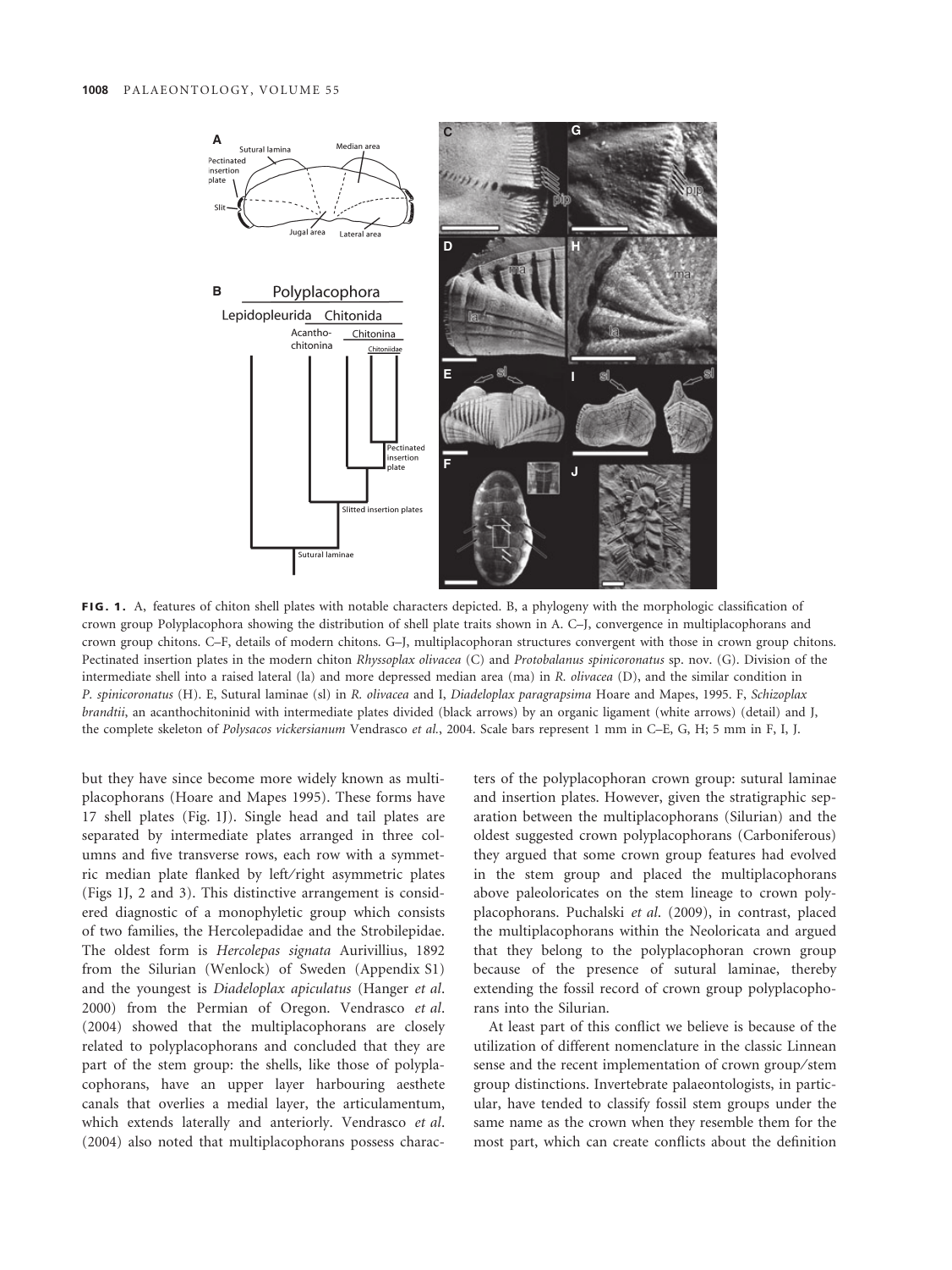FIG. 1. A, features of chiton shell plates with notable characters depicted. B, a phylogeny with the morphologic classification of crown group Polyplacophora showing the distribution of shell plate traits shown in A. C–J, convergence in multiplacophorans and crown group chitons. C–F, details of modern chitons. G–J, multiplacophoran structures convergent with those in crown group chitons. Pectinated insertion plates in the modern chiton *Rhyssoplax olivacea* (C) and *Protobalanus spinicoronatus* sp. nov. (G). Division of the intermediate shell into a raised lateral (la) and more depressed median area (ma) in *R. olivacea* (D), and the similar condition in *P. spinicoronatus* (H). E, Sutural laminae (sl) in *R. olivacea* and I, *Diadeloplax paragrapsima* Hoare and Mapes, 1995. F, *Schizoplax brandtii*, an acanthochitoninid with intermediate plates divided (black arrows) by an organic ligament (white arrows) (detail) and J, the complete skeleton of *Polysacos vickersianum* Vendrasco *et al.*, 2004. Scale bars represent 1 mm in C–E, G, H; 5 mm in F, I, J.

but they have since become more widely known as multiplacophorans (Hoare and Mapes 1995). These forms have 17 shell plates (Fig. 1J). Single head and tail plates are separated by intermediate plates arranged in three columns and five transverse rows, each row with a symmetric median plate flanked by left/right asymmetric plates (Figs 1J, 2 and 3). This distinctive arrangement is considered diagnostic of a monophyletic group which consists of two families, the Hercolepadidae and the Strobilepidae. The oldest form is *Hercolepas signata* Aurivillius, 1892 from the Silurian (Wenlock) of Sweden (Appendix S1) and the youngest is *Diadeloplax apiculatus* (Hanger *et al.* 2000) from the Permian of Oregon. Vendrasco *et al.* (2004) showed that the multiplacophorans are closely related to polyplacophorans and concluded that they are part of the stem group: the shells, like those of polyplacophorans, have an upper layer harbouring aesthete canals that overlies a medial layer, the articulamentum, which extends laterally and anteriorly. Vendrasco *et al.* (2004) also noted that multiplacophorans possess characters of the polyplacophoran crown group: sutural laminae and insertion plates. However, given the stratigraphic separation between the multiplacophorans (Silurian) and the oldest suggested crown polyplacophorans (Carboniferous) they argued that some crown group features had evolved in the stem group and placed the multiplacophorans above paleoloricates on the stem lineage to crown polyplacophorans. Puchalski *et al.* (2009), in contrast, placed the multiplacophorans within the Neoloricata and argued that they belong to the polyplacophoran crown group because of the presence of sutural laminae, thereby extending the fossil record of crown group polyplacophorans into the Silurian.

At least part of this conflict we believe is because of the utilization of different nomenclature in the classic Linnean sense and the recent implementation of crown group/stem group distinctions. Invertebrate palaeontologists, in particular, have tended to classify fossil stem groups under the same name as the crown when they resemble them for the most part, which can create conflicts about the definition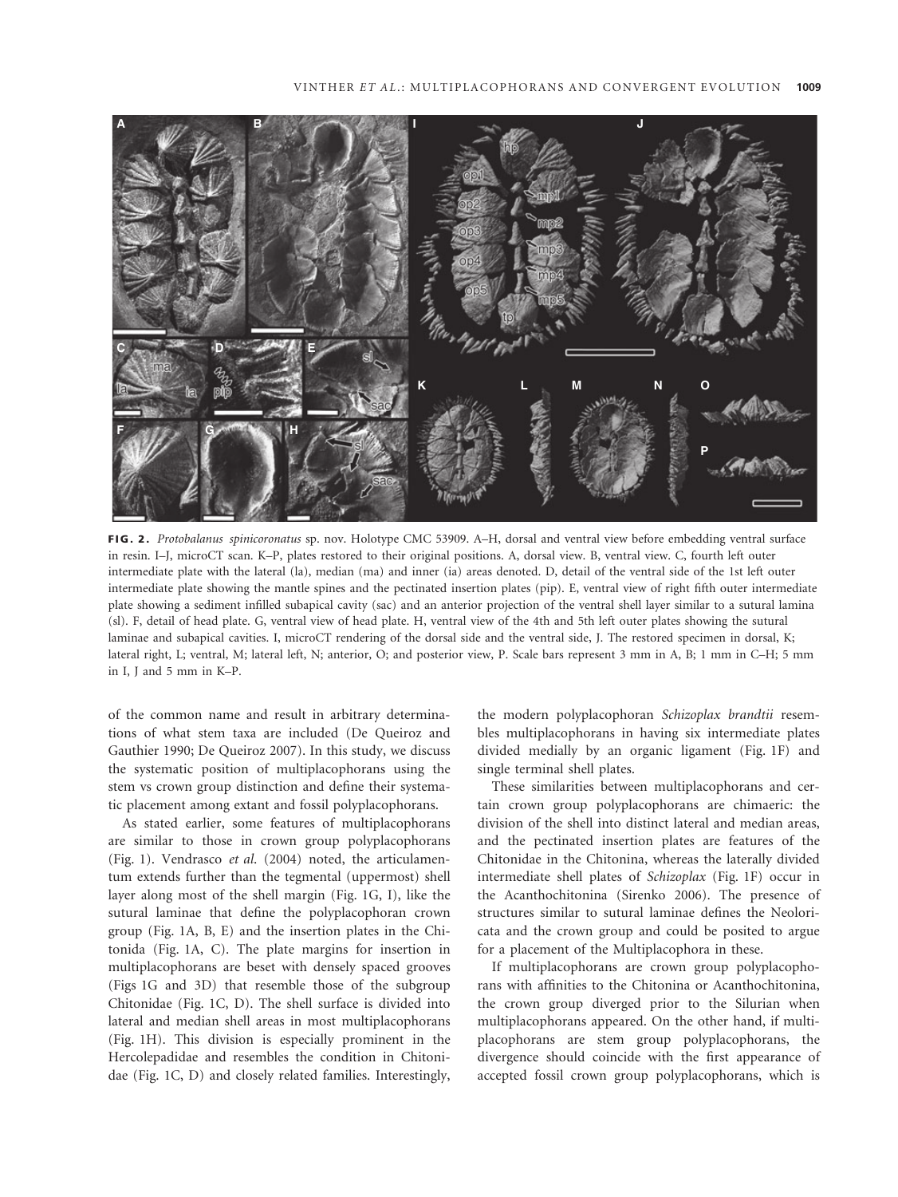**FIG. 2.** *Protobalanus spinicoronatus* sp. nov. Holotype CMC 53909. A–H, dorsal and ventral view before embedding ventral surface in resin. I–J, microCT scan. K–P, plates restored to their original positions. A, dorsal view. B, ventral view. C, fourth left outer intermediate plate with the lateral (la), median (ma) and inner (ia) areas denoted. D, detail of the ventral side of the 1st left outer intermediate plate showing the mantle spines and the pectinated insertion plates (pip). E, ventral view of right fifth outer intermediate plate showing a sediment infilled subapical cavity (sac) and an anterior projection of the ventral shell layer similar to a sutural lamina (sl). F, detail of head plate. G, ventral view of head plate. H, ventral view of the 4th and 5th left outer plates showing the sutural laminae and subapical cavities. I, microCT rendering of the dorsal side and the ventral side, J. The restored specimen in dorsal, K; lateral right, L; ventral, M; lateral left, N; anterior, O; and posterior view, P. Scale bars represent 3 mm in A, B; 1 mm in C–H; 5 mm in I, J and 5 mm in K–P.

of the common name and result in arbitrary determinations of what stem taxa are included (De Queiroz and Gauthier 1990; De Queiroz 2007). In this study, we discuss the systematic position of multiplacophorans using the stem vs crown group distinction and define their systematic placement among extant and fossil polyplacophorans.

As stated earlier, some features of multiplacophorans are similar to those in crown group polyplacophorans (Fig. 1). Vendrasco *et al.* (2004) noted, the articulamentum extends further than the tegmental (uppermost) shell layer along most of the shell margin (Fig. 1G, I), like the sutural laminae that define the polyplacophoran crown group (Fig. 1A, B, E) and the insertion plates in the Chitonida (Fig. 1A, C). The plate margins for insertion in multiplacophorans are beset with densely spaced grooves (Figs 1G and 3D) that resemble those of the subgroup Chitonidae (Fig. 1C, D). The shell surface is divided into lateral and median shell areas in most multiplacophorans (Fig. 1H). This division is especially prominent in the Hercolepadidae and resembles the condition in Chitonidae (Fig. 1C, D) and closely related families. Interestingly, the modern polyplacophoran *Schizoplax brandtii* resembles multiplacophorans in having six intermediate plates divided medially by an organic ligament (Fig. 1F) and single terminal shell plates.

These similarities between multiplacophorans and certain crown group polyplacophorans are chimaeric: the division of the shell into distinct lateral and median areas, and the pectinated insertion plates are features of the Chitonidae in the Chitonina, whereas the laterally divided intermediate shell plates of *Schizoplax* (Fig. 1F) occur in the Acanthochitonina (Sirenko 2006). The presence of structures similar to sutural laminae defines the Neoloricata and the crown group and could be posited to argue for a placement of the Multiplacophora in these.

If multiplacophorans are crown group polyplacophorans with affinities to the Chitonina or Acanthochitonina, the crown group diverged prior to the Silurian when multiplacophorans appeared. On the other hand, if multiplacophorans are stem group polyplacophorans, the divergence should coincide with the first appearance of accepted fossil crown group polyplacophorans, which is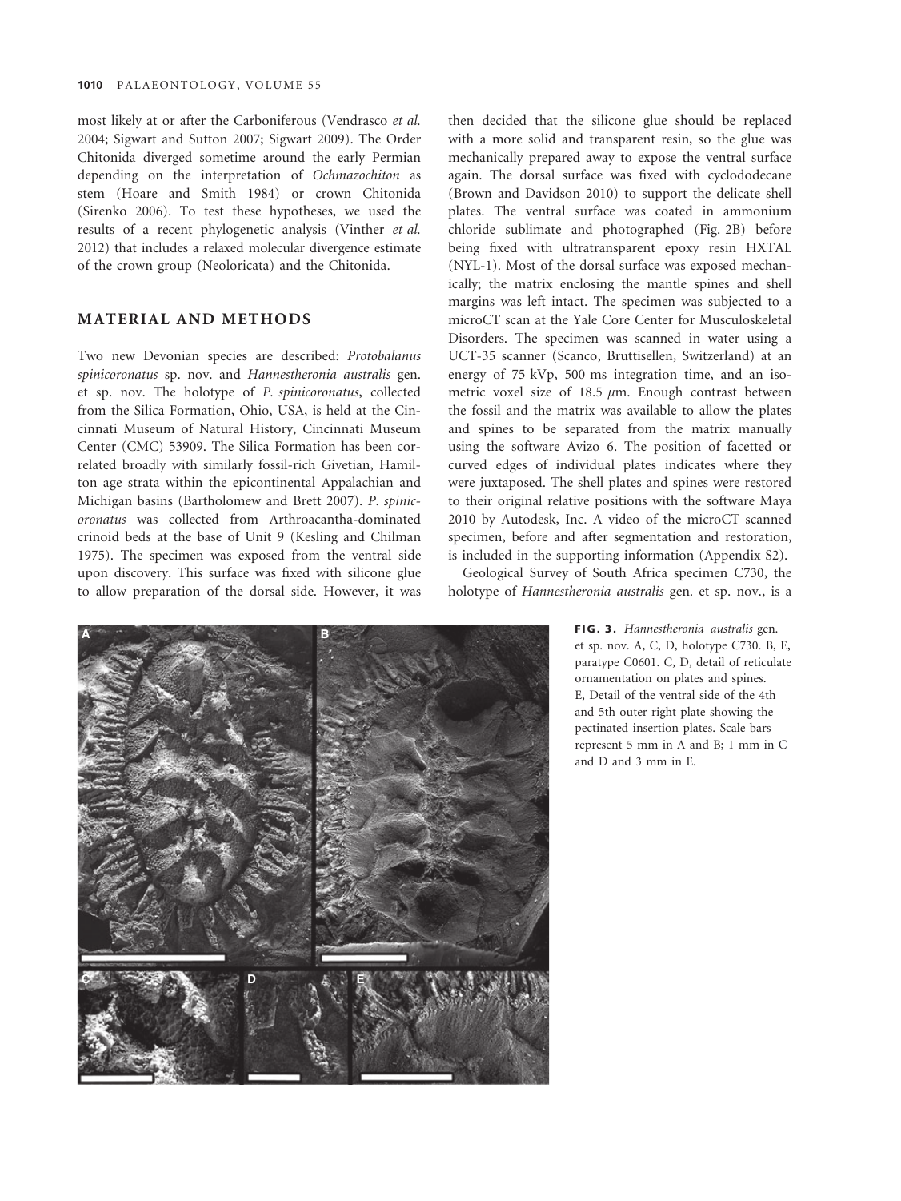most likely at or after the Carboniferous (Vendrasco *et al.* 2004; Sigwart and Sutton 2007; Sigwart 2009). The Order Chitonida diverged sometime around the early Permian depending on the interpretation of *Ochmazochiton* as stem (Hoare and Smith 1984) or crown Chitonida (Sirenko 2006). To test these hypotheses, we used the results of a recent phylogenetic analysis (Vinther *et al.* 2012) that includes a relaxed molecular divergence estimate of the crown group (Neoloricata) and the Chitonida.

## MATERIAL AND METHODS

Two new Devonian species are described: *Protobalanus spinicoronatus* sp. nov. and *Hannestheronia australis* gen. et sp. nov. The holotype of *P. spinicoronatus*, collected from the Silica Formation, Ohio, USA, is held at the Cincinnati Museum of Natural History, Cincinnati Museum Center (CMC) 53909. The Silica Formation has been correlated broadly with similarly fossil-rich Givetian, Hamilton age strata within the epicontinental Appalachian and Michigan basins (Bartholomew and Brett 2007). *P. spinicoronatus* was collected from Arthroacantha-dominated crinoid beds at the base of Unit 9 (Kesling and Chilman 1975). The specimen was exposed from the ventral side upon discovery. This surface was fixed with silicone glue to allow preparation of the dorsal side. However, it was then decided that the silicone glue should be replaced with a more solid and transparent resin, so the glue was mechanically prepared away to expose the ventral surface again. The dorsal surface was fixed with cyclododecane (Brown and Davidson 2010) to support the delicate shell plates. The ventral surface was coated in ammonium chloride sublimate and photographed (Fig. 2B) before being fixed with ultratransparent epoxy resin HXTAL (NYL-1). Most of the dorsal surface was exposed mechanically; the matrix enclosing the mantle spines and shell margins was left intact. The specimen was subjected to a microCT scan at the Yale Core Center for Musculoskeletal Disorders. The specimen was scanned in water using a UCT-35 scanner (Scanco, Bruttisellen, Switzerland) at an energy of 75 kVp, 500 ms integration time, and an isometric voxel size of 18.5 $\mu$m. Enough contrast between the fossil and the matrix was available to allow the plates and spines to be separated from the matrix manually using the software Avizo 6. The position of facetted or curved edges of individual plates indicates where they were juxtaposed. The shell plates and spines were restored to their original relative positions with the software Maya 2010 by Autodesk, Inc. A video of the microCT scanned specimen, before and after segmentation and restoration, is included in the supporting information (Appendix S2).

Geological Survey of South Africa specimen C730, the holotype of *Hannestheronia australis* gen. et sp. nov., is a

**FIG. 3.** *Hannestheronia australis* gen. et sp. nov. A, C, D, holotype C730. B, E, paratype C0601. C, D, detail of reticulate ornamentation on plates and spines. E, Detail of the ventral side of the 4th and 5th outer right plate showing the pectinated insertion plates. Scale bars represent 5 mm in A and B; 1 mm in C and D and 3 mm in E.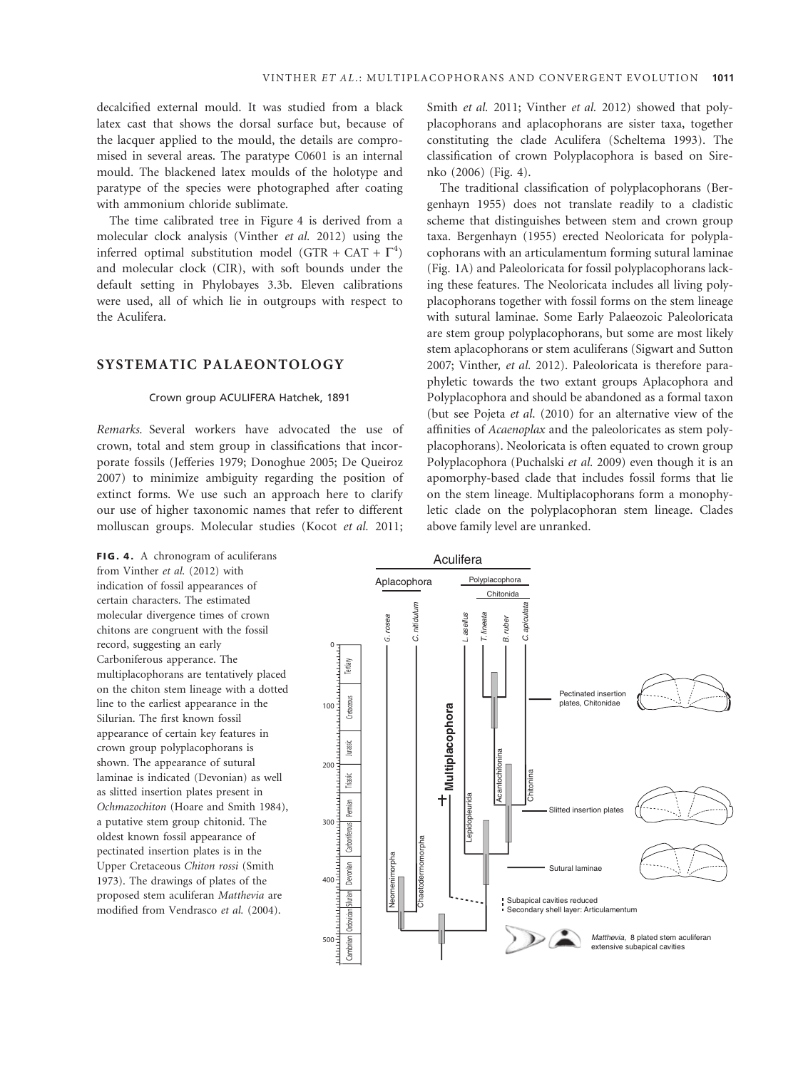decalcified external mould. It was studied from a black latex cast that shows the dorsal surface but, because of the lacquer applied to the mould, the details are compromised in several areas. The paratype C0601 is an internal mould. The blackened latex moulds of the holotype and paratype of the species were photographed after coating with ammonium chloride sublimate.

The time calibrated tree in Figure 4 is derived from a molecular clock analysis (Vinther *et al.* 2012) using the inferred optimal substitution model (GTR + CAT + $\Gamma^4$) and molecular clock (CIR), with soft bounds under the default setting in Phylobayes 3.3b. Eleven calibrations were used, all of which lie in outgroups with respect to the Aculifera.

## SYSTEMATIC PALAEONTOLOGY

### Crown group ACULIFERA Hatchek, 1891

*Remarks.* Several workers have advocated the use of crown, total and stem group in classifications that incorporate fossils (Jefferies 1979; Donoghue 2005; De Queiroz 2007) to minimize ambiguity regarding the position of extinct forms. We use such an approach here to clarify our use of higher taxonomic names that refer to different molluscan groups. Molecular studies (Kocot *et al.* 2011; Smith *et al.* 2011; Vinther *et al.* 2012) showed that polyplacophorans and aplacophorans are sister taxa, together constituting the clade Aculifera (Scheltema 1993). The classification of crown Polyplacophora is based on Sirenko (2006) (Fig. 4).

The traditional classification of polyplacophorans (Bergenhayn 1955) does not translate readily to a cladistic scheme that distinguishes between stem and crown group taxa. Bergenhayn (1955) erected Neoloricata for polyplacophorans with an articulamentum forming sutural laminae (Fig. 1A) and Paleoloricata for fossil polyplacophorans lacking these features. The Neoloricata includes all living polyplacophorans together with fossil forms on the stem lineage with sutural laminae. Some Early Palaeozoic Paleoloricata are stem group polyplacophorans, but some are most likely stem aplacophorans or stem aculiferans (Sigwart and Sutton 2007; Vinther, *et al.* 2012). Paleoloricata is therefore paraphyletic towards the two extant groups Aplacophora and Polyplacophora and should be abandoned as a formal taxon (but see Pojeta *et al.* (2010) for an alternative view of the affinities of *Acaenoplax* and the paleoloricates as stem polyplacophorans). Neoloricata is often equated to crown group Polyplacophora (Puchalski *et al.* 2009) even though it is an apomorphy-based clade that includes fossil forms that lie on the stem lineage. Multiplacophorans form a monophyletic clade on the polyplacophoran stem lineage. Clades above family level are unranked.

**FIG. 4.** A chronogram of aculiferans from Vinther *et al.* (2012) with indication of fossil appearances of certain characters. The estimated molecular divergence times of crown chitons are congruent with the fossil record, suggesting an early Carboniferous apperance. The multiplacophorans are tentatively placed on the chiton stem lineage with a dotted line to the earliest appearance in the Silurian. The first known fossil appearance of certain key features in crown group polyplacophorans is shown. The appearance of sutural laminae is indicated (Devonian) as well as slitted insertion plates present in *Ochmazochiton* (Hoare and Smith 1984), a putative stem group chitonid. The oldest known fossil appearance of pectinated insertion plates is in the Upper Cretaceous *Chiton rossi* (Smith 1973). The drawings of plates of the proposed stem aculiferan *Matthevia* are modified from Vendrasco *et al.* (2004).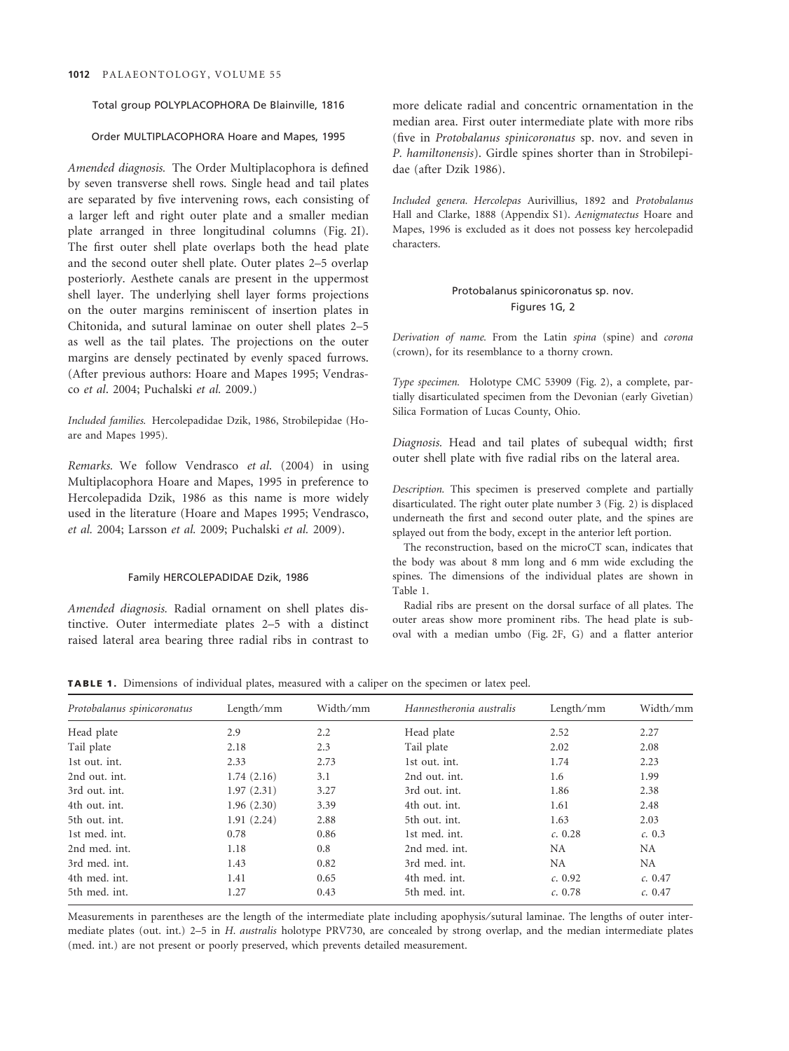Total group POLYPLACOPHORA De Blainville, 1816

Order MULTIPLACOPHORA Hoare and Mapes, 1995

*Amended diagnosis.* The Order Multiplacophora is defined by seven transverse shell rows. Single head and tail plates are separated by five intervening rows, each consisting of a larger left and right outer plate and a smaller median plate arranged in three longitudinal columns (Fig. 2I). The first outer shell plate overlaps both the head plate and the second outer shell plate. Outer plates 2–5 overlap posteriorly. Aesthete canals are present in the uppermost shell layer. The underlying shell layer forms projections on the outer margins reminiscent of insertion plates in Chitonida, and sutural laminae on outer shell plates 2–5 as well as the tail plates. The projections on the outer margins are densely pectinated by evenly spaced furrows. (After previous authors: Hoare and Mapes 1995; Vendrasco *et al*. 2004; Puchalski *et al.* 2009.)

*Included families.* Hercolepadidae Dzik, 1986, Strobilepidae (Hoare and Mapes 1995).

*Remarks.* We follow Vendrasco *et al*. (2004) in using Multiplacophora Hoare and Mapes, 1995 in preference to Hercolepadida Dzik, 1986 as this name is more widely used in the literature (Hoare and Mapes 1995; Vendrasco, *et al.* 2004; Larsson *et al.* 2009; Puchalski *et al.* 2009).

Family HERCOLEPADIDAE Dzik, 1986

*Amended diagnosis.* Radial ornament on shell plates distinctive. Outer intermediate plates 2–5 with a distinct raised lateral area bearing three radial ribs in contrast to more delicate radial and concentric ornamentation in the median area. First outer intermediate plate with more ribs (five in *Protobalanus spinicoronatus* sp. nov. and seven in *P. hamiltonensis*). Girdle spines shorter than in Strobilepidae (after Dzik 1986).

*Included genera. Hercolepas* Aurivillius, 1892 and *Protobalanus* Hall and Clarke, 1888 (Appendix S1). *Aenigmatectus* Hoare and Mapes, 1996 is excluded as it does not possess key hercolepadid characters.

Protobalanus spinicoronatus sp. nov.
Figures 1G, 2

*Derivation of name.* From the Latin *spina* (spine) and *corona* (crown), for its resemblance to a thorny crown.

*Type specimen.* Holotype CMC 53909 (Fig. 2), a complete, partially disarticulated specimen from the Devonian (early Givetian) Silica Formation of Lucas County, Ohio.

*Diagnosis.* Head and tail plates of subequal width; first outer shell plate with five radial ribs on the lateral area.

*Description.* This specimen is preserved complete and partially disarticulated. The right outer plate number 3 (Fig. 2) is displaced underneath the first and second outer plate, and the spines are splayed out from the body, except in the anterior left portion.

The reconstruction, based on the microCT scan, indicates that the body was about 8 mm long and 6 mm wide excluding the spines. The dimensions of the individual plates are shown in Table 1.

Radial ribs are present on the dorsal surface of all plates. The outer areas show more prominent ribs. The head plate is suboval with a median umbo (Fig. 2F, G) and a flatter anterior

**TABLE 1.** Dimensions of individual plates, measured with a caliper on the specimen or latex peel.

| *Protobalanus spinicoronatus* | Length/mm | Width/mm | *Hannestheronia australis* | Length/mm | Width/mm |
|---|---|---|---|---|---|
| Head plate | 2.9 | 2.2 | Head plate | 2.52 | 2.27 |
| Tail plate | 2.18 | 2.3 | Tail plate | 2.02 | 2.08 |
| 1st out. int. | 2.33 | 2.73 | 1st out. int. | 1.74 | 2.23 |
| 2nd out. int. | 1.74 (2.16) | 3.1 | 2nd out. int. | 1.6 | 1.99 |
| 3rd out. int. | 1.97 (2.31) | 3.27 | 3rd out. int. | 1.86 | 2.38 |
| 4th out. int. | 1.96 (2.30) | 3.39 | 4th out. int. | 1.61 | 2.48 |
| 5th out. int. | 1.91 (2.24) | 2.88 | 5th out. int. | 1.63 | 2.03 |
| 1st med. int. | 0.78 | 0.86 | 1st med. int. | *c.* 0.28 | *c.* 0.3 |
| 2nd med. int. | 1.18 | 0.8 | 2nd med. int. | NA | NA |
| 3rd med. int. | 1.43 | 0.82 | 3rd med. int. | NA | NA |
| 4th med. int. | 1.41 | 0.65 | 4th med. int. | *c.* 0.92 | *c.* 0.47 |
| 5th med. int. | 1.27 | 0.43 | 5th med. int. | *c.* 0.78 | *c.* 0.47 |

Measurements in parentheses are the length of the intermediate plate including apophysis/sutural laminae. The lengths of outer intermediate plates (out. int.) 2–5 in *H. australis* holotype PRV730, are concealed by strong overlap, and the median intermediate plates (med. int.) are not present or poorly preserved, which prevents detailed measurement.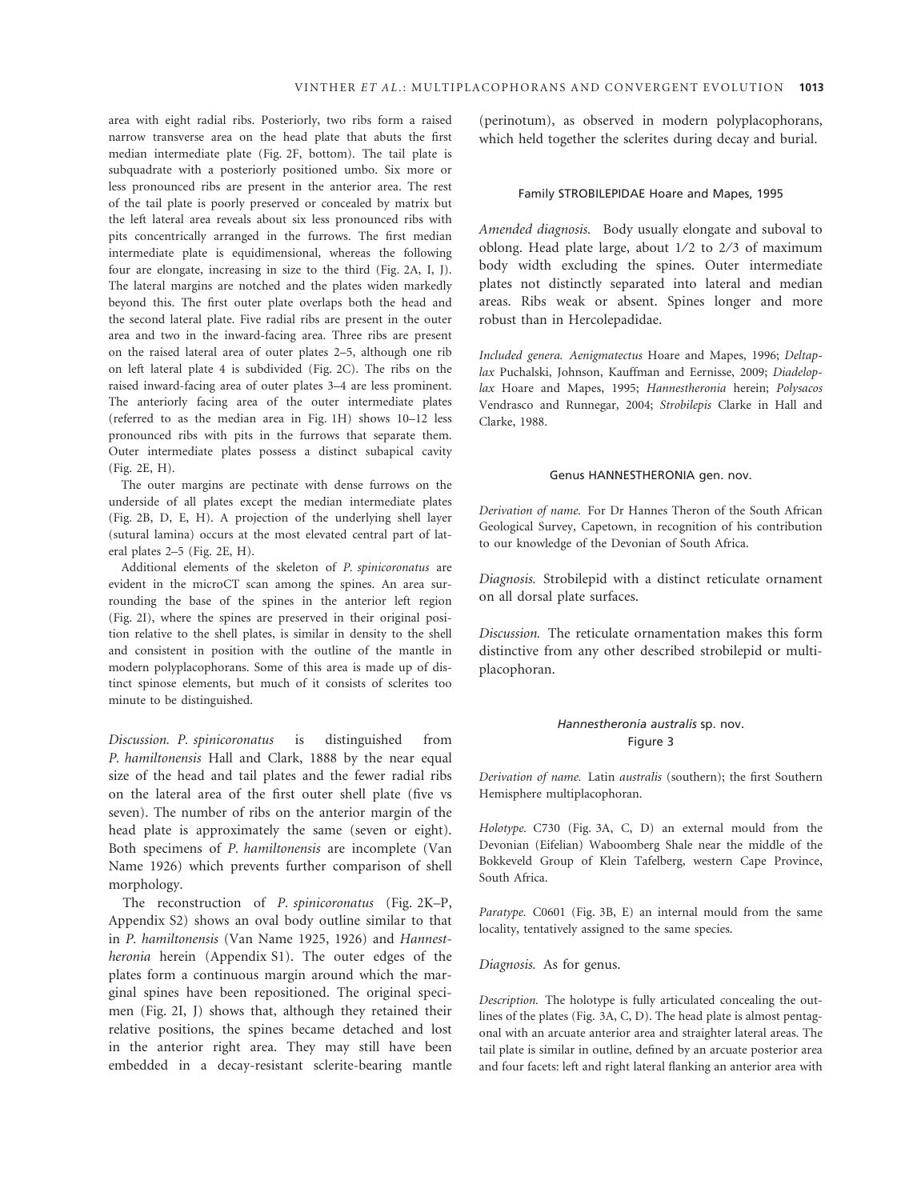area with eight radial ribs. Posteriorly, two ribs form a raised narrow transverse area on the head plate that abuts the first median intermediate plate (Fig. 2F, bottom). The tail plate is subquadrate with a posteriorly positioned umbo. Six more or less pronounced ribs are present in the anterior area. The rest of the tail plate is poorly preserved or concealed by matrix but the left lateral area reveals about six less pronounced ribs with pits concentrically arranged in the furrows. The first median intermediate plate is equidimensional, whereas the following four are elongate, increasing in size to the third (Fig. 2A, I, J). The lateral margins are notched and the plates widen markedly beyond this. The first outer plate overlaps both the head and the second lateral plate. Five radial ribs are present in the outer area and two in the inward-facing area. Three ribs are present on the raised lateral area of outer plates 2–5, although one rib on left lateral plate 4 is subdivided (Fig. 2C). The ribs on the raised inward-facing area of outer plates 3–4 are less prominent. The anteriorly facing area of the outer intermediate plates (referred to as the median area in Fig. 1H) shows 10–12 less pronounced ribs with pits in the furrows that separate them. Outer intermediate plates possess a distinct subapical cavity (Fig. 2E, H).

The outer margins are pectinate with dense furrows on the underside of all plates except the median intermediate plates (Fig. 2B, D, E, H). A projection of the underlying shell layer (sutural lamina) occurs at the most elevated central part of lateral plates 2–5 (Fig. 2E, H).

Additional elements of the skeleton of *P. spinicoronatus* are evident in the microCT scan among the spines. An area surrounding the base of the spines in the anterior left region (Fig. 2I), where the spines are preserved in their original position relative to the shell plates, is similar in density to the shell and consistent in position with the outline of the mantle in modern polyplacophorans. Some of this area is made up of distinct spinose elements, but much of it consists of sclerites too minute to be distinguished.

*Discussion. P. spinicoronatus* is distinguished from *P. hamiltonensis* Hall and Clark, 1888 by the near equal size of the head and tail plates and the fewer radial ribs on the lateral area of the first outer shell plate (five vs seven). The number of ribs on the anterior margin of the head plate is approximately the same (seven or eight). Both specimens of *P. hamiltonensis* are incomplete (Van Name 1926) which prevents further comparison of shell morphology.

The reconstruction of *P. spinicoronatus* (Fig. 2K–P, Appendix S2) shows an oval body outline similar to that in *P. hamiltonensis* (Van Name 1925, 1926) and *Hannestheronia* herein (Appendix S1). The outer edges of the plates form a continuous margin around which the marginal spines have been repositioned. The original specimen (Fig. 2I, J) shows that, although they retained their relative positions, the spines became detached and lost in the anterior right area. They may still have been embedded in a decay-resistant sclerite-bearing mantle (perinotum), as observed in modern polyplacophorans, which held together the sclerites during decay and burial.

### Family STROBILEPIDAE Hoare and Mapes, 1995

*Amended diagnosis.* Body usually elongate and suboval to oblong. Head plate large, about 1/2 to 2/3 of maximum body width excluding the spines. Outer intermediate plates not distinctly separated into lateral and median areas. Ribs weak or absent. Spines longer and more robust than in Hercolepadidae.

*Included genera. Aenigmatectus* Hoare and Mapes, 1996; *Deltaplax* Puchalski, Johnson, Kauffman and Eernisse, 2009; *Diadeloplax* Hoare and Mapes, 1995; *Hannestheronia* herein; *Polysacos* Vendrasco and Runnegar, 2004; *Strobilepis* Clarke in Hall and Clarke, 1988.

### Genus HANNESTHERONIA gen. nov.

*Derivation of name.* For Dr Hannes Theron of the South African Geological Survey, Capetown, in recognition of his contribution to our knowledge of the Devonian of South Africa.

*Diagnosis.* Strobilepid with a distinct reticulate ornament on all dorsal plate surfaces.

*Discussion.* The reticulate ornamentation makes this form distinctive from any other described strobilepid or multiplacophoran.

### *Hannestheronia australis* sp. nov.
Figure 3

*Derivation of name.* Latin *australis* (southern); the first Southern Hemisphere multiplacophoran.

*Holotype.* C730 (Fig. 3A, C, D) an external mould from the Devonian (Eifelian) Waboomberg Shale near the middle of the Bokkeveld Group of Klein Tafelberg, western Cape Province, South Africa.

*Paratype.* C0601 (Fig. 3B, E) an internal mould from the same locality, tentatively assigned to the same species.

*Diagnosis.* As for genus.

*Description.* The holotype is fully articulated concealing the outlines of the plates (Fig. 3A, C, D). The head plate is almost pentagonal with an arcuate anterior area and straighter lateral areas. The tail plate is similar in outline, defined by an arcuate posterior area and four facets: left and right lateral flanking an anterior area with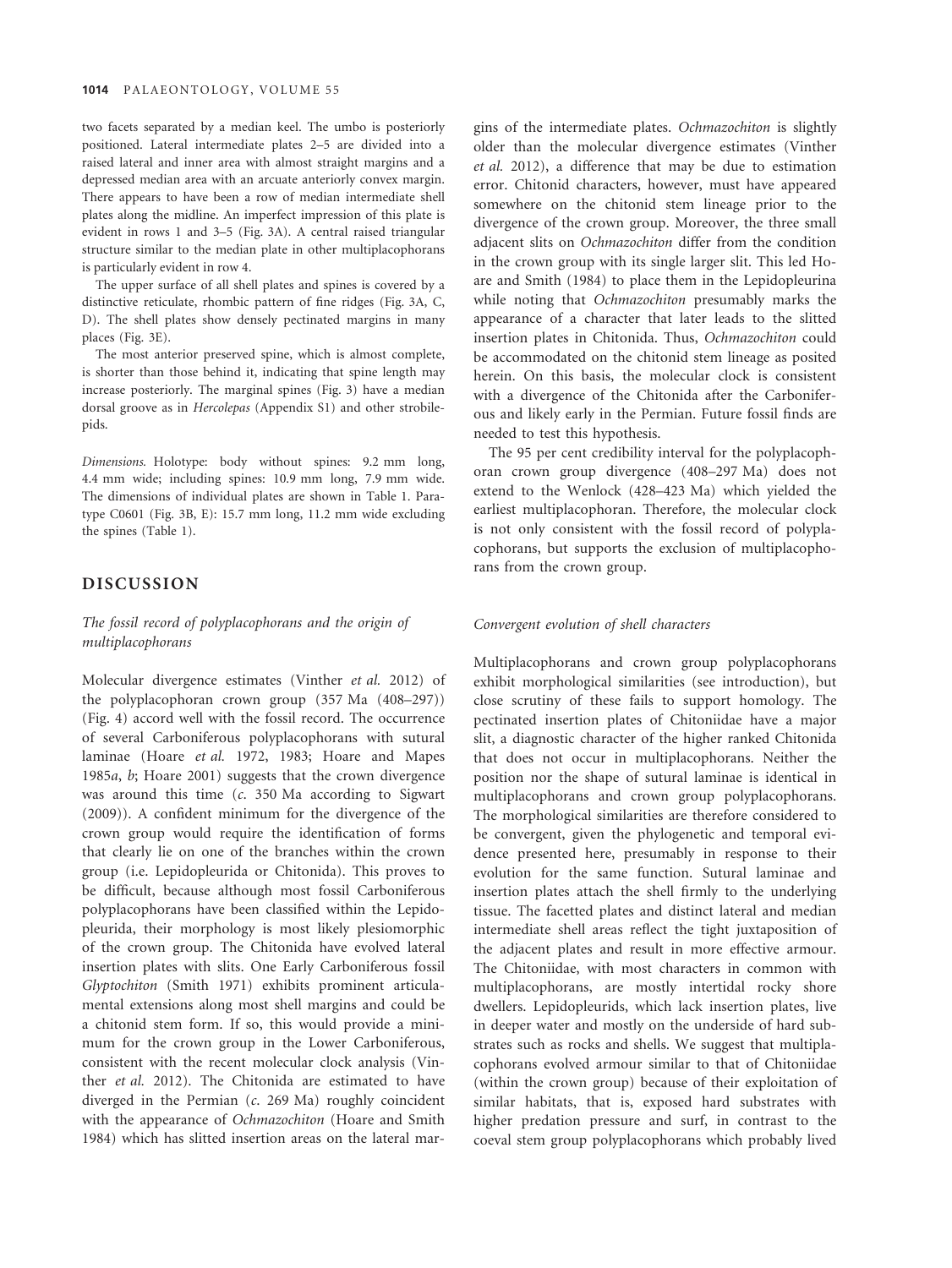two facets separated by a median keel. The umbo is posteriorly positioned. Lateral intermediate plates 2–5 are divided into a raised lateral and inner area with almost straight margins and a depressed median area with an arcuate anteriorly convex margin. There appears to have been a row of median intermediate shell plates along the midline. An imperfect impression of this plate is evident in rows 1 and 3–5 (Fig. 3A). A central raised triangular structure similar to the median plate in other multiplacophorans is particularly evident in row 4.

The upper surface of all shell plates and spines is covered by a distinctive reticulate, rhombic pattern of fine ridges (Fig. 3A, C, D). The shell plates show densely pectinated margins in many places (Fig. 3E).

The most anterior preserved spine, which is almost complete, is shorter than those behind it, indicating that spine length may increase posteriorly. The marginal spines (Fig. 3) have a median dorsal groove as in *Hercolepas* (Appendix S1) and other strobilepids.

*Dimensions.* Holotype: body without spines: 9.2 mm long, 4.4 mm wide; including spines: 10.9 mm long, 7.9 mm wide. The dimensions of individual plates are shown in Table 1. Paratype C0601 (Fig. 3B, E): 15.7 mm long, 11.2 mm wide excluding the spines (Table 1).

## DISCUSSION

### *The fossil record of polyplacophorans and the origin of multiplacophorans*

Molecular divergence estimates (Vinther *et al.* 2012) of the polyplacophoran crown group (357 Ma (408–297)) (Fig. 4) accord well with the fossil record. The occurrence of several Carboniferous polyplacophorans with sutural laminae (Hoare *et al.* 1972, 1983; Hoare and Mapes 1985*a*, *b*; Hoare 2001) suggests that the crown divergence was around this time (*c.* 350 Ma according to Sigwart (2009)). A confident minimum for the divergence of the crown group would require the identification of forms that clearly lie on one of the branches within the crown group (i.e. Lepidopleurida or Chitonida). This proves to be difficult, because although most fossil Carboniferous polyplacophorans have been classified within the Lepidopleurida, their morphology is most likely plesiomorphic of the crown group. The Chitonida have evolved lateral insertion plates with slits. One Early Carboniferous fossil *Glyptochiton* (Smith 1971) exhibits prominent articulamental extensions along most shell margins and could be a chitonid stem form. If so, this would provide a minimum for the crown group in the Lower Carboniferous, consistent with the recent molecular clock analysis (Vinther *et al.* 2012). The Chitonida are estimated to have diverged in the Permian (*c.* 269 Ma) roughly coincident with the appearance of *Ochmazochiton* (Hoare and Smith 1984) which has slitted insertion areas on the lateral margins of the intermediate plates. *Ochmazochiton* is slightly older than the molecular divergence estimates (Vinther *et al.* 2012), a difference that may be due to estimation error. Chitonid characters, however, must have appeared somewhere on the chitonid stem lineage prior to the divergence of the crown group. Moreover, the three small adjacent slits on *Ochmazochiton* differ from the condition in the crown group with its single larger slit. This led Hoare and Smith (1984) to place them in the Lepidopleurina while noting that *Ochmazochiton* presumably marks the appearance of a character that later leads to the slitted insertion plates in Chitonida. Thus, *Ochmazochiton* could be accommodated on the chitonid stem lineage as posited herein. On this basis, the molecular clock is consistent with a divergence of the Chitonida after the Carboniferous and likely early in the Permian. Future fossil finds are needed to test this hypothesis.

The 95 per cent credibility interval for the polyplacophoran crown group divergence (408–297 Ma) does not extend to the Wenlock (428–423 Ma) which yielded the earliest multiplacophoran. Therefore, the molecular clock is not only consistent with the fossil record of polyplacophorans, but supports the exclusion of multiplacophorans from the crown group.

### *Convergent evolution of shell characters*

Multiplacophorans and crown group polyplacophorans exhibit morphological similarities (see introduction), but close scrutiny of these fails to support homology. The pectinated insertion plates of Chitoniidae have a major slit, a diagnostic character of the higher ranked Chitonida that does not occur in multiplacophorans. Neither the position nor the shape of sutural laminae is identical in multiplacophorans and crown group polyplacophorans. The morphological similarities are therefore considered to be convergent, given the phylogenetic and temporal evidence presented here, presumably in response to their evolution for the same function. Sutural laminae and insertion plates attach the shell firmly to the underlying tissue. The facetted plates and distinct lateral and median intermediate shell areas reflect the tight juxtaposition of the adjacent plates and result in more effective armour. The Chitoniidae, with most characters in common with multiplacophorans, are mostly intertidal rocky shore dwellers. Lepidopleurids, which lack insertion plates, live in deeper water and mostly on the underside of hard substrates such as rocks and shells. We suggest that multiplacophorans evolved armour similar to that of Chitoniidae (within the crown group) because of their exploitation of similar habitats, that is, exposed hard substrates with higher predation pressure and surf, in contrast to the coeval stem group polyplacophorans which probably lived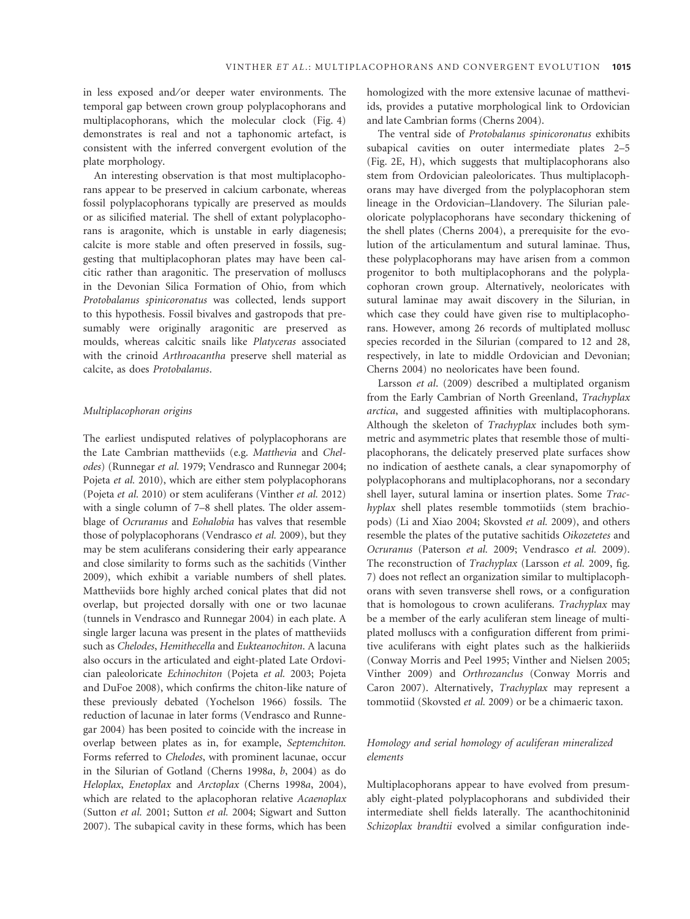in less exposed and/or deeper water environments. The temporal gap between crown group polyplacophorans and multiplacophorans, which the molecular clock (Fig. 4) demonstrates is real and not a taphonomic artefact, is consistent with the inferred convergent evolution of the plate morphology.

An interesting observation is that most multiplacophorans appear to be preserved in calcium carbonate, whereas fossil polyplacophorans typically are preserved as moulds or as silicified material. The shell of extant polyplacophorans is aragonite, which is unstable in early diagenesis; calcite is more stable and often preserved in fossils, suggesting that multiplacophoran plates may have been calcitic rather than aragonitic. The preservation of molluscs in the Devonian Silica Formation of Ohio, from which *Protobalanus spinicoronatus* was collected, lends support to this hypothesis. Fossil bivalves and gastropods that presumably were originally aragonitic are preserved as moulds, whereas calcitic snails like *Platyceras* associated with the crinoid *Arthroacantha* preserve shell material as calcite, as does *Protobalanus*.

### *Multiplacophoran origins*

The earliest undisputed relatives of polyplacophorans are the Late Cambrian mattheviids (e.g. *Matthevia* and *Chelodes*) (Runnegar *et al.* 1979; Vendrasco and Runnegar 2004; Pojeta *et al.* 2010), which are either stem polyplacophorans (Pojeta *et al.* 2010) or stem aculiferans (Vinther *et al.* 2012) with a single column of 7–8 shell plates. The older assemblage of *Ocruranus* and *Eohalobia* has valves that resemble those of polyplacophorans (Vendrasco *et al.* 2009), but they may be stem aculiferans considering their early appearance and close similarity to forms such as the sachitids (Vinther 2009), which exhibit a variable numbers of shell plates. Mattheviids bore highly arched conical plates that did not overlap, but projected dorsally with one or two lacunae (tunnels in Vendrasco and Runnegar 2004) in each plate. A single larger lacuna was present in the plates of mattheviids such as *Chelodes*, *Hemithecella* and *Eukteanochiton*. A lacuna also occurs in the articulated and eight-plated Late Ordovician paleoloricate *Echinochiton* (Pojeta *et al.* 2003; Pojeta and DuFoe 2008), which confirms the chiton-like nature of these previously debated (Yochelson 1966) fossils. The reduction of lacunae in later forms (Vendrasco and Runnegar 2004) has been posited to coincide with the increase in overlap between plates as in, for example, *Septemchiton.* Forms referred to *Chelodes*, with prominent lacunae, occur in the Silurian of Gotland (Cherns 1998*a*, *b*, 2004) as do *Heloplax*, *Enetoplax* and *Arctoplax* (Cherns 1998*a*, 2004), which are related to the aplacophoran relative *Acaenoplax* (Sutton *et al.* 2001; Sutton *et al.* 2004; Sigwart and Sutton 2007). The subapical cavity in these forms, which has been homologized with the more extensive lacunae of mattheviids, provides a putative morphological link to Ordovician and late Cambrian forms (Cherns 2004).

The ventral side of *Protobalanus spinicoronatus* exhibits subapical cavities on outer intermediate plates 2–5 (Fig. 2E, H), which suggests that multiplacophorans also stem from Ordovician paleoloricates. Thus multiplacophorans may have diverged from the polyplacophoran stem lineage in the Ordovician–Llandovery. The Silurian paleoloricate polyplacophorans have secondary thickening of the shell plates (Cherns 2004), a prerequisite for the evolution of the articulamentum and sutural laminae. Thus, these polyplacophorans may have arisen from a common progenitor to both multiplacophorans and the polyplacophoran crown group. Alternatively, neoloricates with sutural laminae may await discovery in the Silurian, in which case they could have given rise to multiplacophorans. However, among 26 records of multiplated mollusc species recorded in the Silurian (compared to 12 and 28, respectively, in late to middle Ordovician and Devonian; Cherns 2004) no neoloricates have been found.

Larsson *et al.* (2009) described a multiplated organism from the Early Cambrian of North Greenland, *Trachyplax arctica*, and suggested affinities with multiplacophorans. Although the skeleton of *Trachyplax* includes both symmetric and asymmetric plates that resemble those of multiplacophorans, the delicately preserved plate surfaces show no indication of aesthete canals, a clear synapomorphy of polyplacophorans and multiplacophorans, nor a secondary shell layer, sutural lamina or insertion plates. Some *Trachyplax* shell plates resemble tommotiids (stem brachiopods) (Li and Xiao 2004; Skovsted *et al.* 2009), and others resemble the plates of the putative sachitids *Oikozetetes* and *Ocruranus* (Paterson *et al.* 2009; Vendrasco *et al.* 2009). The reconstruction of *Trachyplax* (Larsson *et al.* 2009, fig. 7) does not reflect an organization similar to multiplacophorans with seven transverse shell rows, or a configuration that is homologous to crown aculiferans. *Trachyplax* may be a member of the early aculiferan stem lineage of multiplated molluscs with a configuration different from primitive aculiferans with eight plates such as the halkieriids (Conway Morris and Peel 1995; Vinther and Nielsen 2005; Vinther 2009) and *Orthrozanclus* (Conway Morris and Caron 2007). Alternatively, *Trachyplax* may represent a tommotiid (Skovsted *et al.* 2009) or be a chimaeric taxon.

### *Homology and serial homology of aculiferan mineralized elements*

Multiplacophorans appear to have evolved from presumably eight-plated polyplacophorans and subdivided their intermediate shell fields laterally. The acanthochitoninid *Schizoplax brandtii* evolved a similar configuration inde-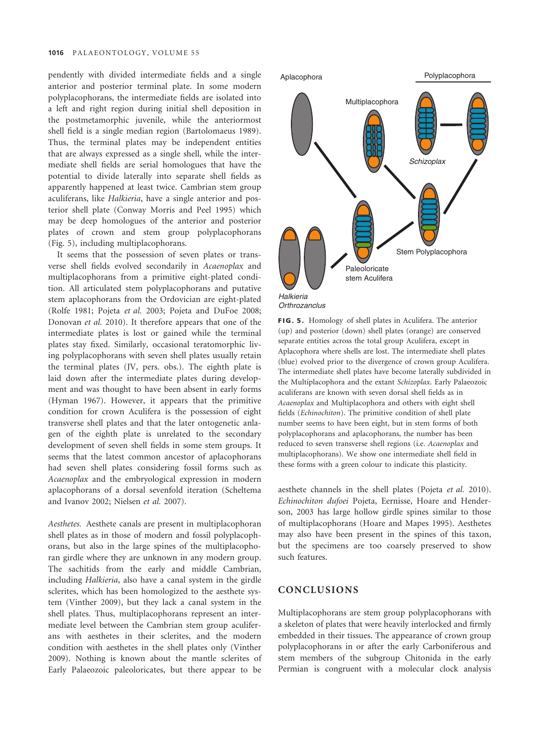pendently with divided intermediate fields and a single anterior and posterior terminal plate. In some modern polyplacophorans, the intermediate fields are isolated into a left and right region during initial shell deposition in the postmetamorphic juvenile, while the anteriormost shell field is a single median region (Bartolomaeus 1989). Thus, the terminal plates may be independent entities that are always expressed as a single shell, while the intermediate shell fields are serial homologues that have the potential to divide laterally into separate shell fields as apparently happened at least twice. Cambrian stem group aculiferans, like *Halkieria*, have a single anterior and posterior shell plate (Conway Morris and Peel 1995) which may be deep homologues of the anterior and posterior plates of crown and stem group polyplacophorans (Fig. 5), including multiplacophorans.

It seems that the possession of seven plates or transverse shell fields evolved secondarily in *Acaenoplax* and multiplacophorans from a primitive eight-plated condition. All articulated stem polyplacophorans and putative stem aplacophorans from the Ordovician are eight-plated (Rolfe 1981; Pojeta *et al.* 2003; Pojeta and DuFoe 2008; Donovan *et al.* 2010). It therefore appears that one of the intermediate plates is lost or gained while the terminal plates stay fixed. Similarly, occasional teratomorphic living polyplacophorans with seven shell plates usually retain the terminal plates (JV, pers. obs.). The eighth plate is laid down after the intermediate plates during development and was thought to have been absent in early forms (Hyman 1967). However, it appears that the primitive condition for crown Aculifera is the possession of eight transverse shell plates and that the later ontogenetic anlagen of the eighth plate is unrelated to the secondary development of seven shell fields in some stem groups. It seems that the latest common ancestor of aplacophorans had seven shell plates considering fossil forms such as *Acaenoplax* and the embryological expression in modern aplacophorans of a dorsal sevenfold iteration (Scheltema and Ivanov 2002; Nielsen *et al.* 2007).

*Aesthetes.* Aesthete canals are present in multiplacophoran shell plates as in those of modern and fossil polyplacophorans, but also in the large spines of the multiplacophoran girdle where they are unknown in any modern group. The sachitids from the early and middle Cambrian, including *Halkieria*, also have a canal system in the girdle sclerites, which has been homologized to the aesthete system (Vinther 2009), but they lack a canal system in the shell plates. Thus, multiplacophorans represent an intermediate level between the Cambrian stem group aculiferans with aesthetes in their sclerites, and the modern condition with aesthetes in the shell plates only (Vinther 2009). Nothing is known about the mantle sclerites of Early Palaeozoic paleoloricates, but there appear to be aesthete channels in the shell plates (Pojeta *et al.* 2010). *Echinochiton dufoei* Pojeta, Eernisse, Hoare and Henderson, 2003 has large hollow girdle spines similar to those of multiplacophorans (Hoare and Mapes 1995). Aesthetes may also have been present in the spines of this taxon, but the specimens are too coarsely preserved to show such features.

**FIG. 5.** Homology of shell plates in Aculifera. The anterior (up) and posterior (down) shell plates (orange) are conserved separate entities across the total group Aculifera, except in Aplacophora where shells are lost. The intermediate shell plates (blue) evolved prior to the divergence of crown group Aculifera. The intermediate shell plates have become laterally subdivided in the Multiplacophora and the extant *Schizoplax*. Early Palaeozoic aculiferans are known with seven dorsal shell fields as in *Acaenoplax* and Multiplacophora and others with eight shell fields (*Echinochiton*). The primitive condition of shell plate number seems to have been eight, but in stem forms of both polyplacophorans and aplacophorans, the number has been reduced to seven transverse shell regions (i.e. *Acaenoplax* and multiplacophorans). We show one intermediate shell field in these forms with a green colour to indicate this plasticity.

## CONCLUSIONS

Multiplacophorans are stem group polyplacophorans with a skeleton of plates that were heavily interlocked and firmly embedded in their tissues. The appearance of crown group polyplacophorans in or after the early Carboniferous and stem members of the subgroup Chitonida in the early Permian is congruent with a molecular clock analysis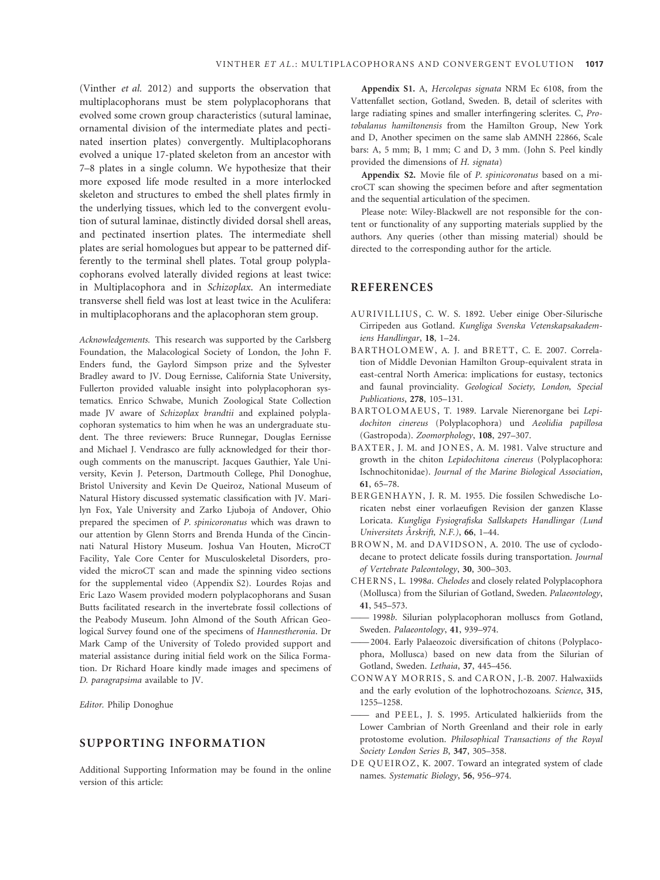(Vinther *et al.* 2012) and supports the observation that multiplacophorans must be stem polyplacophorans that evolved some crown group characteristics (sutural laminae, ornamental division of the intermediate plates and pectinated insertion plates) convergently. Multiplacophorans evolved a unique 17-plated skeleton from an ancestor with 7–8 plates in a single column. We hypothesize that their more exposed life mode resulted in a more interlocked skeleton and structures to embed the shell plates firmly in the underlying tissues, which led to the convergent evolution of sutural laminae, distinctly divided dorsal shell areas, and pectinated insertion plates. The intermediate shell plates are serial homologues but appear to be patterned differently to the terminal shell plates. Total group polyplacophorans evolved laterally divided regions at least twice: in Multiplacophora and in *Schizoplax*. An intermediate transverse shell field was lost at least twice in the Aculifera: in multiplacophorans and the aplacophoran stem group.

*Acknowledgements.* This research was supported by the Carlsberg Foundation, the Malacological Society of London, the John F. Enders fund, the Gaylord Simpson prize and the Sylvester Bradley award to JV. Doug Eernisse, California State University, Fullerton provided valuable insight into polyplacophoran systematics. Enrico Schwabe, Munich Zoological State Collection made JV aware of *Schizoplax brandtii* and explained polyplacophoran systematics to him when he was an undergraduate student. The three reviewers: Bruce Runnegar, Douglas Eernisse and Michael J. Vendrasco are fully acknowledged for their thorough comments on the manuscript. Jacques Gauthier, Yale University, Kevin J. Peterson, Dartmouth College, Phil Donoghue, Bristol University and Kevin De Queiroz, National Museum of Natural History discussed systematic classification with JV. Marilyn Fox, Yale University and Zarko Ljuboja of Andover, Ohio prepared the specimen of *P. spinicoronatus* which was drawn to our attention by Glenn Storrs and Brenda Hunda of the Cincinnati Natural History Museum. Joshua Van Houten, MicroCT Facility, Yale Core Center for Musculoskeletal Disorders, provided the microCT scan and made the spinning video sections for the supplemental video (Appendix S2). Lourdes Rojas and Eric Lazo Wasem provided modern polyplacophorans and Susan Butts facilitated research in the invertebrate fossil collections of the Peabody Museum. John Almond of the South African Geological Survey found one of the specimens of *Hannestheronia*. Dr Mark Camp of the University of Toledo provided support and material assistance during initial field work on the Silica Formation. Dr Richard Hoare kindly made images and specimens of *D. paragrapsima* available to JV.

*Editor.* Philip Donoghue

## SUPPORTING INFORMATION

Additional Supporting Information may be found in the online version of this article:

**Appendix S1.** A, *Hercolepas signata* NRM Ec 6108, from the Vattenfallet section, Gotland, Sweden. B, detail of sclerites with large radiating spines and smaller interfingering sclerites. C, *Protobalanus hamiltonensis* from the Hamilton Group, New York and D, Another specimen on the same slab AMNH 22866, Scale bars: A, 5 mm; B, 1 mm; C and D, 3 mm. (John S. Peel kindly provided the dimensions of *H. signata*)

**Appendix S2.** Movie file of *P. spinicoronatus* based on a microCT scan showing the specimen before and after segmentation and the sequential articulation of the specimen.

Please note: Wiley-Blackwell are not responsible for the content or functionality of any supporting materials supplied by the authors. Any queries (other than missing material) should be directed to the corresponding author for the article.

## REFERENCES

AURIVILLIUS, C. W. S. 1892. Ueber einige Ober-Silurische Cirripeden aus Gotland. *Kungliga Svenska Vetenskapsakademiens Handlingar*, **18**, 1–24.

BARTHOLOMEW, A. J. and BRETT, C. E. 2007. Correlation of Middle Devonian Hamilton Group-equivalent strata in east-central North America: implications for eustasy, tectonics and faunal provinciality. *Geological Society, London, Special Publications*, **278**, 105–131.

BARTOLOMAEUS, T. 1989. Larvale Nierenorgane bei *Lepidochiton cinereus* (Polyplacophora) und *Aeolidia papillosa* (Gastropoda). *Zoomorphology*, **108**, 297–307.

BAXTER, J. M. and JONES, A. M. 1981. Valve structure and growth in the chiton *Lepidochitona cinereus* (Polyplacophora: Ischnochitonidae). *Journal of the Marine Biological Association*, **61**, 65–78.

BERGENHAYN, J. R. M. 1955. Die fossilen Schwedische Loricaten nebst einer vorlaeufigen Revision der ganzen Klasse Loricata. *Kungliga Fysiografiska Sallskapets Handlingar (Lund Universitets Årskrift, N.F.)*, **66**, 1–44.

BROWN, M. and DAVIDSON, A. 2010. The use of cyclododecane to protect delicate fossils during transportation. *Journal of Vertebrate Paleontology*, **30**, 300–303.

CHERNS, L. 1998*a*. *Chelodes* and closely related Polyplacophora (Mollusca) from the Silurian of Gotland, Sweden. *Palaeontology*, **41**, 545–573.

—— 1998*b*. Silurian polyplacophoran molluscs from Gotland, Sweden. *Palaeontology*, **41**, 939–974.

—— 2004. Early Palaeozoic diversification of chitons (Polyplacophora, Mollusca) based on new data from the Silurian of Gotland, Sweden. *Lethaia*, **37**, 445–456.

CONWAY MORRIS, S. and CARON, J.-B. 2007. Halwaxiids and the early evolution of the lophotrochozoans. *Science*, **315**, 1255–1258.

—— and PEEL, J. S. 1995. Articulated halkieriids from the Lower Cambrian of North Greenland and their role in early protostome evolution. *Philosophical Transactions of the Royal Society London Series B*, **347**, 305–358.

DE QUEIROZ, K. 2007. Toward an integrated system of clade names. *Systematic Biology*, **56**, 956–974.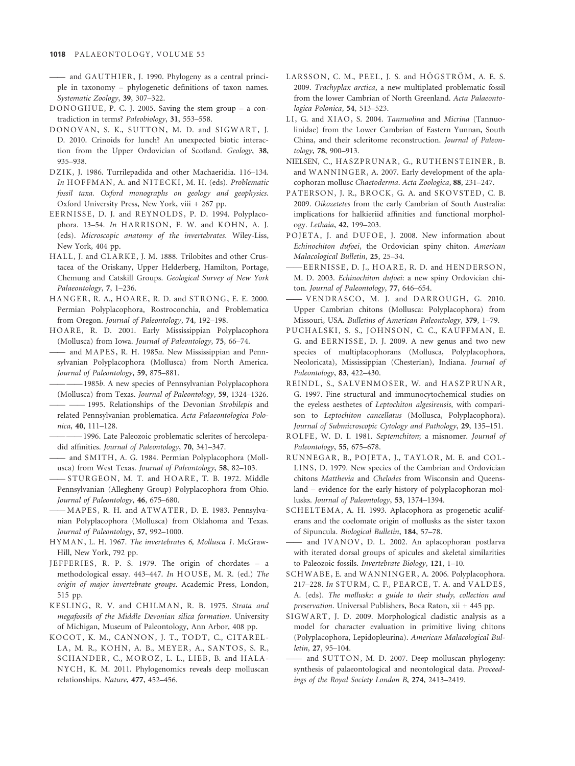—— and GAUTHIER, J. 1990. Phylogeny as a central principle in taxonomy – phylogenetic definitions of taxon names. *Systematic Zoology*, **39**, 307–322.

DONOGHUE, P. C. J. 2005. Saving the stem group – a contradiction in terms? *Paleobiology*, **31**, 553–558.

DONOVAN, S. K., SUTTON, M. D. and SIGWART, J. D. 2010. Crinoids for lunch? An unexpected biotic interaction from the Upper Ordovician of Scotland. *Geology*, **38**, 935–938.

DZIK, J. 1986. Turrilepadida and other Machaeridia. 116–134. *In* HOFFMAN, A. and NITECKI, M. H. (eds). *Problematic fossil taxa. Oxford monographs on geology and geophysics*. Oxford University Press, New York, viii + 267 pp.

EERNISSE, D. J. and REYNOLDS, P. D. 1994. Polyplacophora. 13–54. *In* HARRISON, F. W. and KOHN, A. J. (eds). *Microscopic anatomy of the invertebrates*. Wiley-Liss, New York, 404 pp.

HALL, J. and CLARKE, J. M. 1888. Trilobites and other Crustacea of the Oriskany, Upper Helderberg, Hamilton, Portage, Chemung and Catskill Groups. *Geological Survey of New York Palaeontology*, **7**, 1–236.

HANGER, R. A., HOARE, R. D. and STRONG, E. E. 2000. Permian Polyplacophora, Rostroconchia, and Problematica from Oregon. *Journal of Paleontology*, **74**, 192–198.

HOARE, R. D. 2001. Early Mississippian Polyplacophora (Mollusca) from Iowa. *Journal of Paleontology*, **75**, 66–74.

—— and MAPES, R. H. 1985*a*. New Mississippian and Pennsylvanian Polyplacophora (Mollusca) from North America. *Journal of Paleontology*, **59**, 875–881.

—— —— 1985*b*. A new species of Pennsylvanian Polyplacophora (Mollusca) from Texas. *Journal of Paleontology*, **59**, 1324–1326.

—— —— 1995. Relationships of the Devonian *Strobilepis* and related Pennsylvanian problematica. *Acta Palaeontologica Polonica*, **40**, 111–128.

—— —— 1996. Late Paleozoic problematic sclerites of hercolepadid affinities. *Journal of Paleontology*, **70**, 341–347.

—— and SMITH, A. G. 1984. Permian Polyplacophora (Mollusca) from West Texas. *Journal of Paleontology*, **58**, 82–103.

—— STURGEON, M. T. and HOARE, T. B. 1972. Middle Pennsylvanian (Allegheny Group) Polyplacophora from Ohio. *Journal of Paleontology*, **46**, 675–680.

—— MAPES, R. H. and ATWATER, D. E. 1983. Pennsylvanian Polyplacophora (Mollusca) from Oklahoma and Texas. *Journal of Paleontology*, **57**, 992–1000.

HYMAN, L. H. 1967. *The invertebrates 6, Mollusca 1*. McGraw-Hill, New York, 792 pp.

JEFFERIES, R. P. S. 1979. The origin of chordates – a methodological essay. 443–447. *In* HOUSE, M. R. (ed.) *The origin of major invertebrate groups*. Academic Press, London, 515 pp.

KESLING, R. V. and CHILMAN, R. B. 1975. *Strata and megafossils of the Middle Devonian silica formation*. University of Michigan, Museum of Paleontology, Ann Arbor, 408 pp.

KOCOT, K. M., CANNON, J. T., TODT, C., CITARELLA, M. R., KOHN, A. B., MEYER, A., SANTOS, S. R., SCHANDER, C., MOROZ, L. L., LIEB, B. and HALANYCH, K. M. 2011. Phylogenomics reveals deep molluscan relationships. *Nature*, **477**, 452–456.

LARSSON, C. M., PEEL, J. S. and HÖGSTRÖM, A. E. S. 2009. *Trachyplax arctica*, a new multiplated problematic fossil from the lower Cambrian of North Greenland. *Acta Palaeontologica Polonica*, **54**, 513–523.

LI, G. and XIAO, S. 2004. *Tannuolina* and *Micrina* (Tannuolinidae) from the Lower Cambrian of Eastern Yunnan, South China, and their scleritome reconstruction. *Journal of Paleontology*, **78**, 900–913.

NIELSEN, C., HASZPRUNAR, G., RUTHENSTEINER, B. and WANNINGER, A. 2007. Early development of the aplacophoran mollusc *Chaetoderma*. *Acta Zoologica*, **88**, 231–247.

PATERSON, J. R., BROCK, G. A. and SKOVSTED, C. B. 2009. *Oikozetetes* from the early Cambrian of South Australia: implications for halkieriid affinities and functional morphology. *Lethaia*, **42**, 199–203.

POJETA, J. and DUFOE, J. 2008. New information about *Echinochiton dufoei*, the Ordovician spiny chiton. *American Malacological Bulletin*, **25**, 25–34.

—— EERNISSE, D. J., HOARE, R. D. and HENDERSON, M. D. 2003. *Echinochiton dufoei*: a new spiny Ordovician chiton. *Journal of Paleontology*, **77**, 646–654.

—— VENDRASCO, M. J. and DARROUGH, G. 2010. Upper Cambrian chitons (Mollusca: Polyplacophora) from Missouri, USA. *Bulletins of American Paleontology*, **379**, 1–79.

PUCHALSKI, S. S., JOHNSON, C. C., KAUFFMAN, E. G. and EERNISSE, D. J. 2009. A new genus and two new species of multiplacophorans (Mollusca, Polyplacophora, Neoloricata), Mississippian (Chesterian), Indiana. *Journal of Paleontology*, **83**, 422–430.

REINDL, S., SALVENMOSER, W. and HASZPRUNAR, G. 1997. Fine structural and immunocytochemical studies on the eyeless aesthetes of *Leptochiton algesirensis*, with comparison to *Leptochiton cancellatus* (Mollusca, Polyplacophora). *Journal of Submicroscopic Cytology and Pathology*, **29**, 135–151.

ROLFE, W. D. I. 1981. *Septemchiton*; a misnomer. *Journal of Paleontology*, **55**, 675–678.

RUNNEGAR, B., POJETA, J., TAYLOR, M. E. and COLLINS, D. 1979. New species of the Cambrian and Ordovician chitons *Matthevia* and *Chelodes* from Wisconsin and Queensland – evidence for the early history of polyplacophoran mollusks. *Journal of Paleontology*, **53**, 1374–1394.

SCHELTEMA, A. H. 1993. Aplacophora as progenetic aculiferans and the coelomate origin of mollusks as the sister taxon of Sipuncula. *Biological Bulletin*, **184**, 57–78.

—— and IVANOV, D. L. 2002. An aplacophoran postlarva with iterated dorsal groups of spicules and skeletal similarities to Paleozoic fossils. *Invertebrate Biology*, **121**, 1–10.

SCHWABE, E. and WANNINGER, A. 2006. Polyplacophora. 217–228. *In* STURM, C. F., PEARCE, T. A. and VALDES, A. (eds). *The mollusks: a guide to their study, collection and preservation*. Universal Publishers, Boca Raton, xii + 445 pp.

SIGWART, J. D. 2009. Morphological cladistic analysis as a model for character evaluation in primitive living chitons (Polyplacophora, Lepidopleurina). *American Malacological Bulletin*, **27**, 95–104.

—— and SUTTON, M. D. 2007. Deep molluscan phylogeny: synthesis of palaeontological and neontological data. *Proceedings of the Royal Society London B*, **274**, 2413–2419.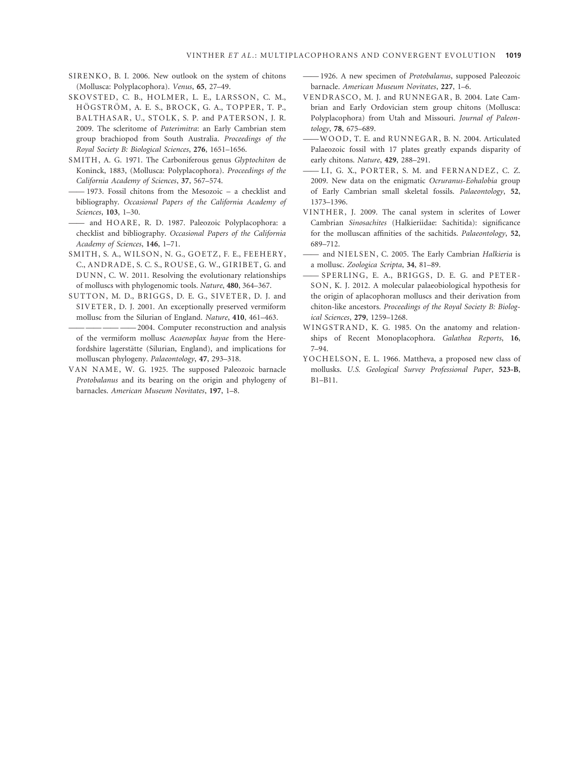SIRENKO, B. I. 2006. New outlook on the system of chitons (Mollusca: Polyplacophora). *Venus*, **65**, 27–49.

SKOVSTED, C. B., HOLMER, L. E., LARSSON, C. M., HÖGSTRÖM, A. E. S., BROCK, G. A., TOPPER, T. P., BALTHASAR, U., STOLK, S. P. and PATERSON, J. R. 2009. The scleritome of *Paterimitra*: an Early Cambrian stem group brachiopod from South Australia. *Proceedings of the Royal Society B: Biological Sciences*, **276**, 1651–1656.

SMITH, A. G. 1971. The Carboniferous genus *Glyptochiton* de Koninck, 1883, (Mollusca: Polyplacophora). *Proceedings of the California Academy of Sciences*, **37**, 567–574.

—— 1973. Fossil chitons from the Mesozoic – a checklist and bibliography. *Occasional Papers of the California Academy of Sciences*, **103**, 1–30.

—— and HOARE, R. D. 1987. Paleozoic Polyplacophora: a checklist and bibliography. *Occasional Papers of the California Academy of Sciences*, **146**, 1–71.

SMITH, S. A., WILSON, N. G., GOETZ, F. E., FEEHERY, C., ANDRADE, S. C. S., ROUSE, G. W., GIRIBET, G. and DUNN, C. W. 2011. Resolving the evolutionary relationships of molluscs with phylogenomic tools. *Nature*, **480**, 364–367.

SUTTON, M. D., BRIGGS, D. E. G., SIVETER, D. J. and SIVETER, D. J. 2001. An exceptionally preserved vermiform mollusc from the Silurian of England. *Nature*, **410**, 461–463.

—— —— —— —— 2004. Computer reconstruction and analysis of the vermiform mollusc *Acaenoplax hayae* from the Herefordshire lagerstätte (Silurian, England), and implications for molluscan phylogeny. *Palaeontology*, **47**, 293–318.

VAN NAME, W. G. 1925. The supposed Paleozoic barnacle *Protobalanus* and its bearing on the origin and phylogeny of barnacles. *American Museum Novitates*, **197**, 1–8.

—— 1926. A new specimen of *Protobalanus*, supposed Paleozoic barnacle. *American Museum Novitates*, **227**, 1–6.

VENDRASCO, M. J. and RUNNEGAR, B. 2004. Late Cambrian and Early Ordovician stem group chitons (Mollusca: Polyplacophora) from Utah and Missouri. *Journal of Paleontology*, **78**, 675–689.

—— WOOD, T. E. and RUNNEGAR, B. N. 2004. Articulated Palaeozoic fossil with 17 plates greatly expands disparity of early chitons. *Nature*, **429**, 288–291.

—— LI, G. X., PORTER, S. M. and FERNANDEZ, C. Z. 2009. New data on the enigmatic *Ocruranus*-*Eohalobia* group of Early Cambrian small skeletal fossils. *Palaeontology*, **52**, 1373–1396.

VINTHER, J. 2009. The canal system in sclerites of Lower Cambrian *Sinosachites* (Halkieriidae: Sachitida): significance for the molluscan affinities of the sachitids. *Palaeontology*, **52**, 689–712.

—— and NIELSEN, C. 2005. The Early Cambrian *Halkieria* is a mollusc. *Zoologica Scripta*, **34**, 81–89.

—— SPERLING, E. A., BRIGGS, D. E. G. and PETERSON, K. J. 2012. A molecular palaeobiological hypothesis for the origin of aplacophoran molluscs and their derivation from chiton-like ancestors. *Proceedings of the Royal Society B: Biological Sciences*, **279**, 1259–1268.

WINGSTRAND, K. G. 1985. On the anatomy and relationships of Recent Monoplacophora. *Galathea Reports*, **16**, 7–94.

YOCHELSON, E. L. 1966. Mattheva, a proposed new class of mollusks. *U.S. Geological Survey Professional Paper*, **523-B**, B1–B11.